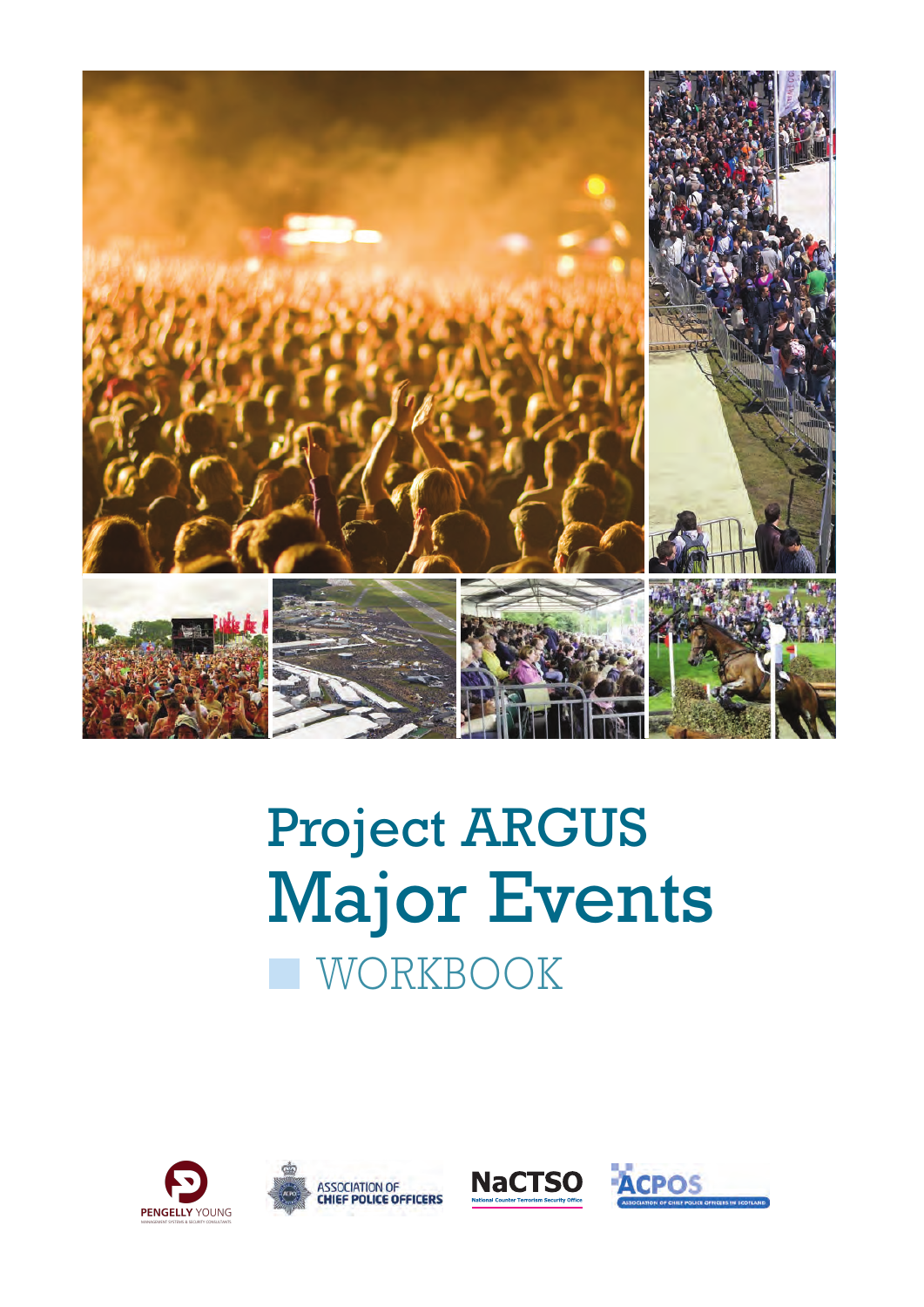# Project ARGUS

# Major Events

## WORKBOOK

PENGELLY YOUNG
MANAGEMENT SYSTEMS & SECURITY CONSULTANTS

ASSOCIATION OF CHIEF POLICE OFFICERS

NaCTSO
National Counter Terrorism Security Office

ACPOS
ASSOCIATION OF CHIEF POLICE OFFICERS IN SCOTLAND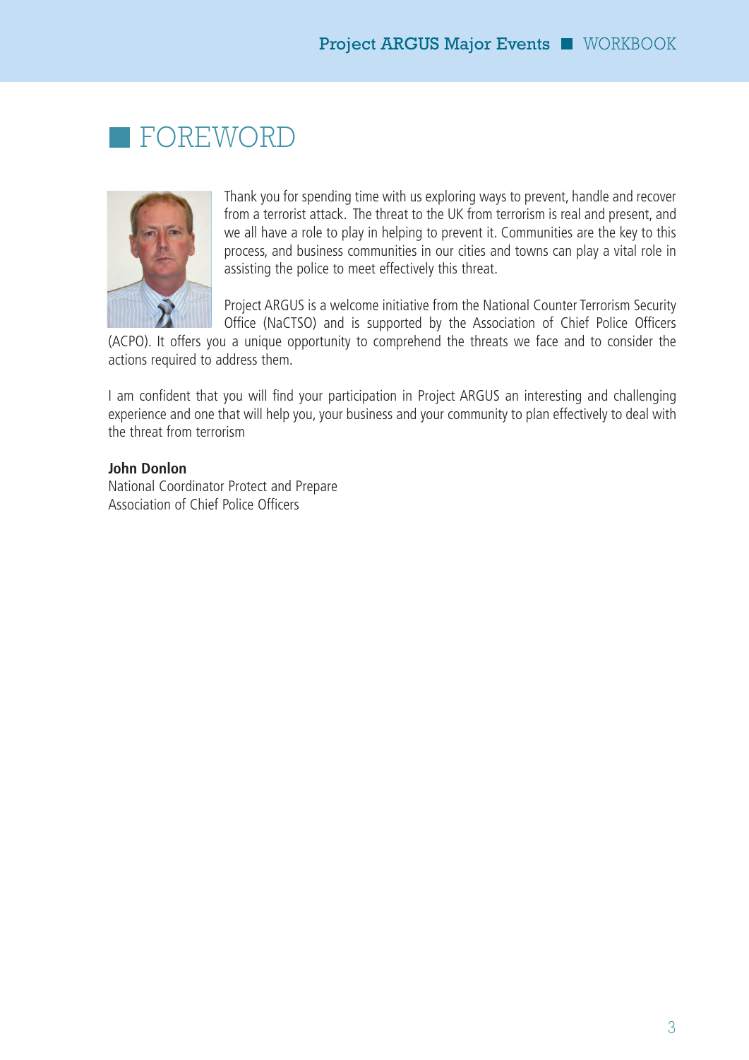# FOREWORD

Thank you for spending time with us exploring ways to prevent, handle and recover from a terrorist attack. The threat to the UK from terrorism is real and present, and we all have a role to play in helping to prevent it. Communities are the key to this process, and business communities in our cities and towns can play a vital role in assisting the police to meet effectively this threat.

Project ARGUS is a welcome initiative from the National Counter Terrorism Security Office (NaCTSO) and is supported by the Association of Chief Police Officers (ACPO). It offers you a unique opportunity to comprehend the threats we face and to consider the actions required to address them.

I am confident that you will find your participation in Project ARGUS an interesting and challenging experience and one that will help you, your business and your community to plan effectively to deal with the threat from terrorism

**John Donlon**
National Coordinator Protect and Prepare
Association of Chief Police Officers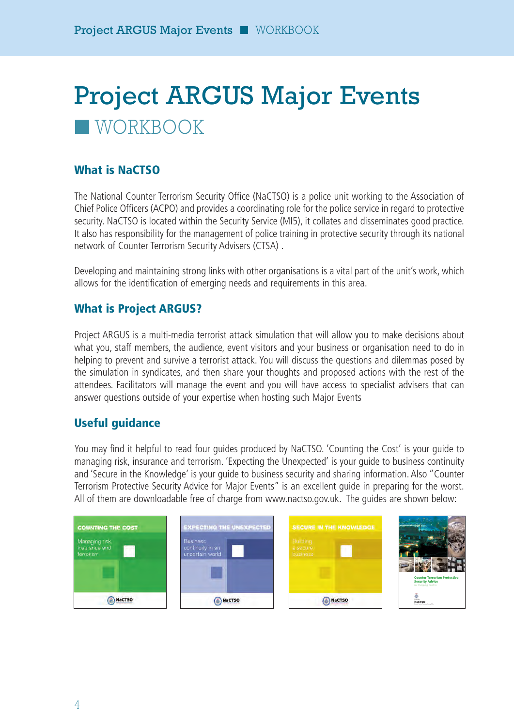# Project ARGUS Major Events

## WORKBOOK

### What is NaCTSO

The National Counter Terrorism Security Office (NaCTSO) is a police unit working to the Association of Chief Police Officers (ACPO) and provides a coordinating role for the police service in regard to protective security. NaCTSO is located within the Security Service (MI5), it collates and disseminates good practice. It also has responsibility for the management of police training in protective security through its national network of Counter Terrorism Security Advisers (CTSA) .

Developing and maintaining strong links with other organisations is a vital part of the unit's work, which allows for the identification of emerging needs and requirements in this area.

### What is Project ARGUS?

Project ARGUS is a multi-media terrorist attack simulation that will allow you to make decisions about what you, staff members, the audience, event visitors and your business or organisation need to do in helping to prevent and survive a terrorist attack. You will discuss the questions and dilemmas posed by the simulation in syndicates, and then share your thoughts and proposed actions with the rest of the attendees. Facilitators will manage the event and you will have access to specialist advisers that can answer questions outside of your expertise when hosting such Major Events

### Useful guidance

You may find it helpful to read four guides produced by NaCTSO. 'Counting the Cost' is your guide to managing risk, insurance and terrorism. 'Expecting the Unexpected' is your guide to business continuity and 'Secure in the Knowledge' is your guide to business security and sharing information. Also "Counter Terrorism Protective Security Advice for Major Events" is an excellent guide in preparing for the worst. All of them are downloadable free of charge from www.nactso.gov.uk. The guides are shown below:

COUNTING THE COST
Managing risk, insurance and terrorism
NaCTSO

EXPECTING THE UNEXPECTED
Business continuity in an uncertain world
NaCTSO

SECURE IN THE KNOWLEDGE
Building a secure business
NaCTSO

Counter Terrorism Protective Security Advice
for Shopping Centres
NaCTSO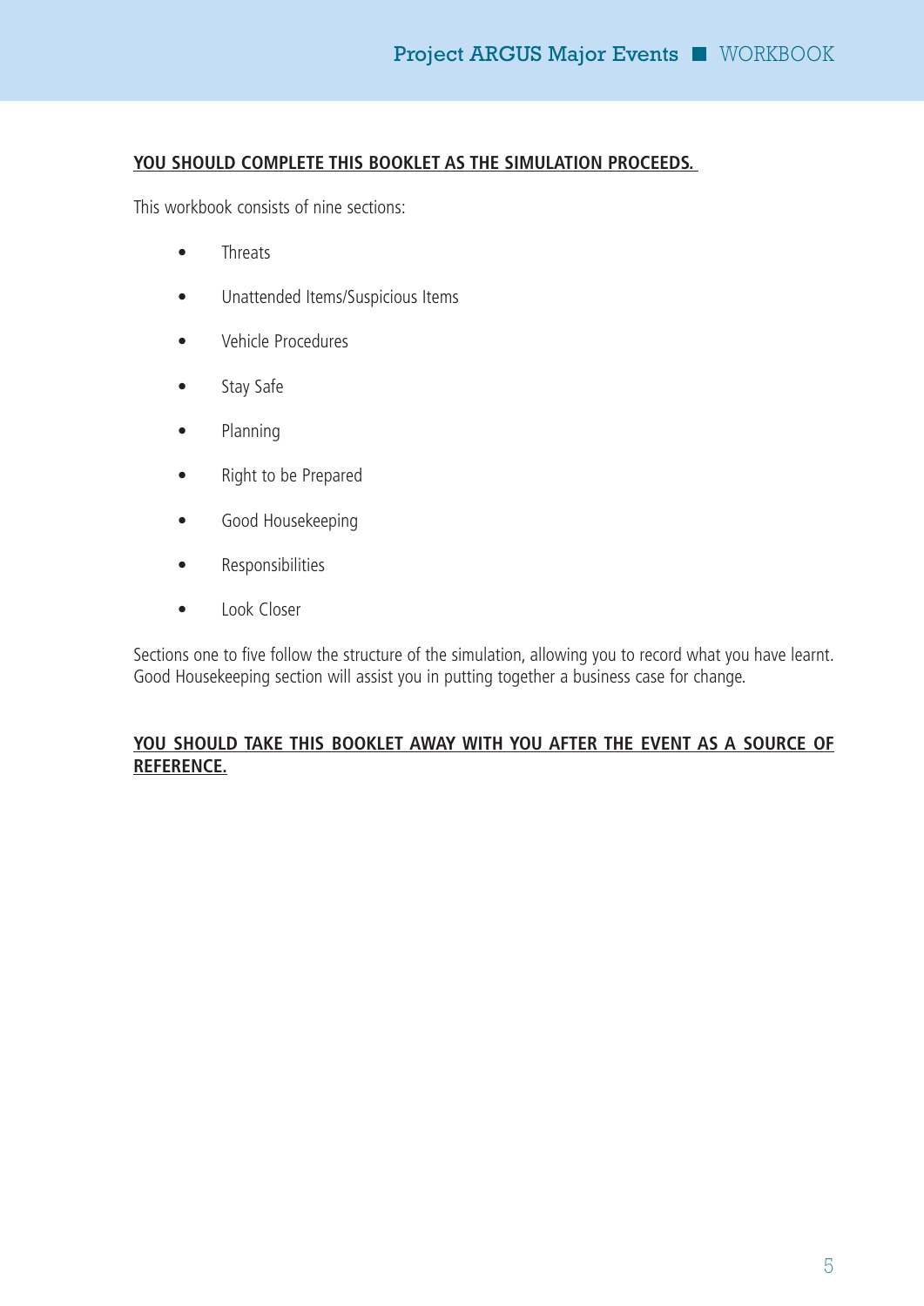**YOU SHOULD COMPLETE THIS BOOKLET AS THE SIMULATION PROCEEDS.**

This workbook consists of nine sections:

- Threats
- Unattended Items/Suspicious Items
- Vehicle Procedures
- Stay Safe
- Planning
- Right to be Prepared
- Good Housekeeping
- Responsibilities
- Look Closer

Sections one to five follow the structure of the simulation, allowing you to record what you have learnt. Good Housekeeping section will assist you in putting together a business case for change.

**YOU SHOULD TAKE THIS BOOKLET AWAY WITH YOU AFTER THE EVENT AS A SOURCE OF REFERENCE.**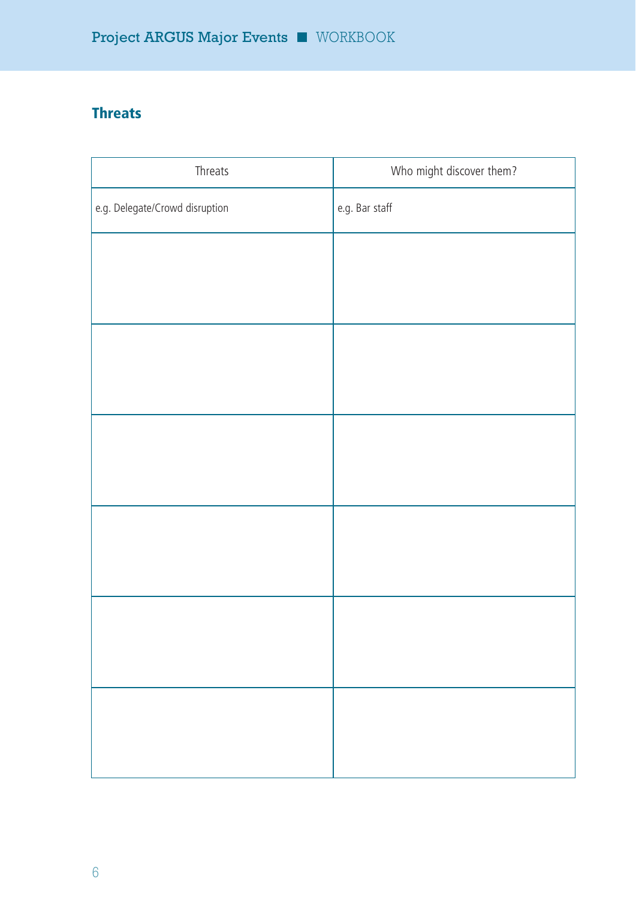## Threats

| Threats | Who might discover them? |
|---|---|
| e.g. Delegate/Crowd disruption | e.g. Bar staff |
| | |
| | |
| | |
| | |
| | |
| | |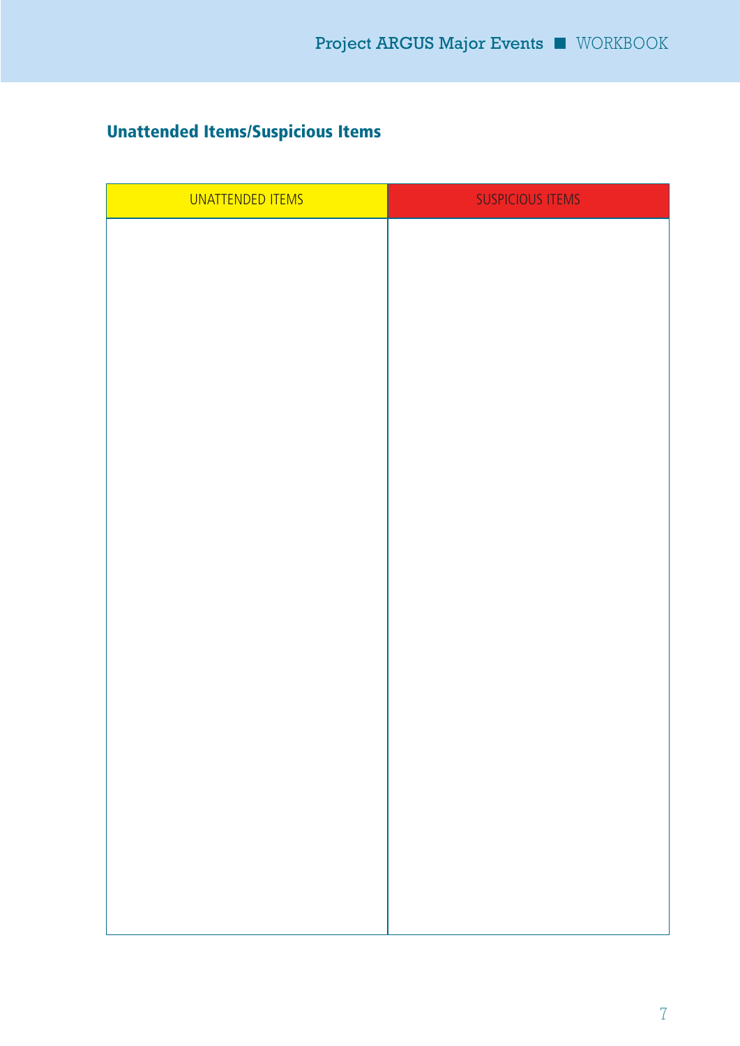## Unattended Items/Suspicious Items

| UNATTENDED ITEMS | SUSPICIOUS ITEMS |
|---|---|
| | |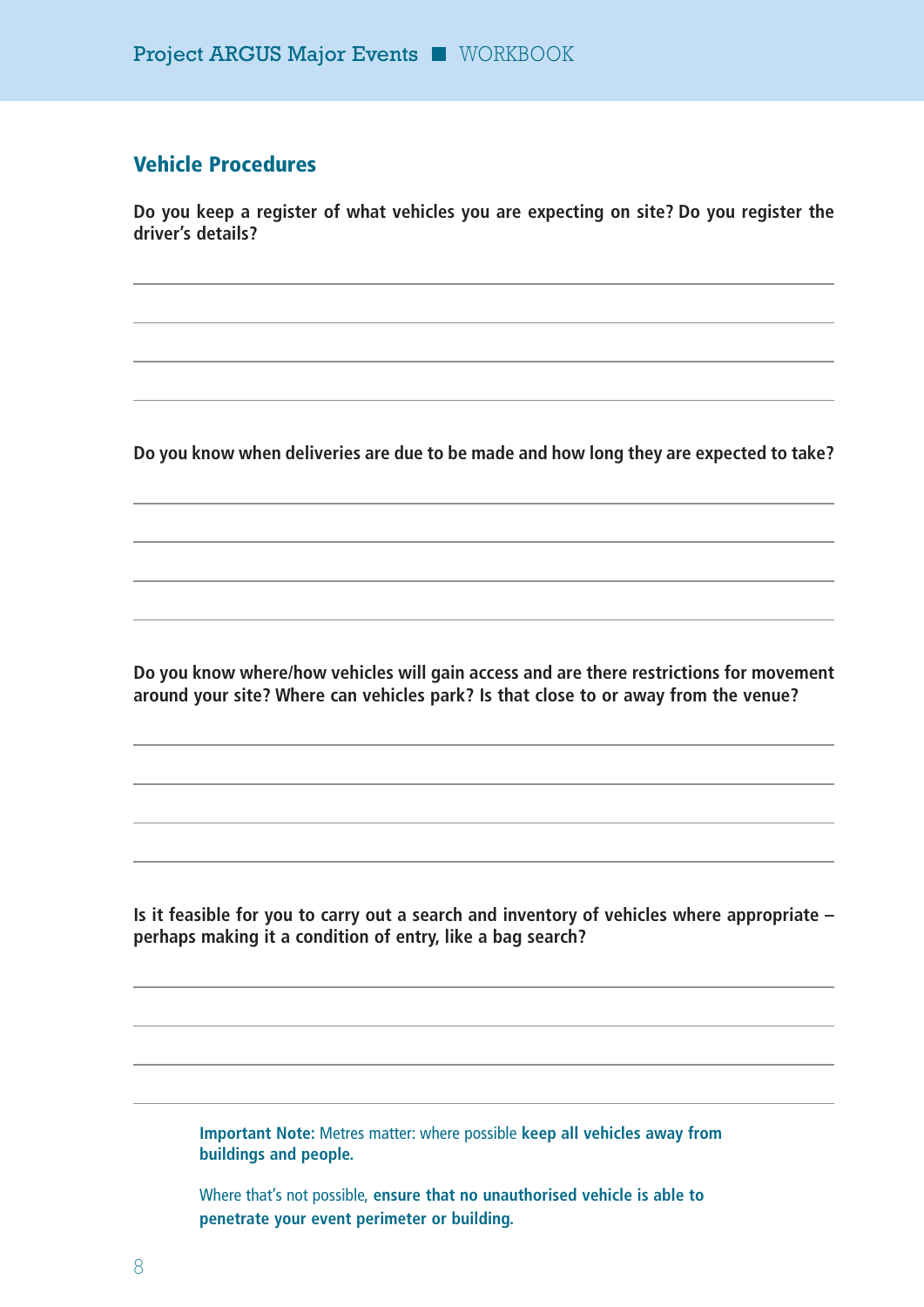## Vehicle Procedures

**Do you keep a register of what vehicles you are expecting on site? Do you register the driver's details?**

**Do you know when deliveries are due to be made and how long they are expected to take?**

**Do you know where/how vehicles will gain access and are there restrictions for movement around your site? Where can vehicles park? Is that close to or away from the venue?**

**Is it feasible for you to carry out a search and inventory of vehicles where appropriate – perhaps making it a condition of entry, like a bag search?**

**Important Note:** Metres matter: where possible **keep all vehicles away from buildings and people.**

Where that's not possible, **ensure that no unauthorised vehicle is able to penetrate your event perimeter or building.**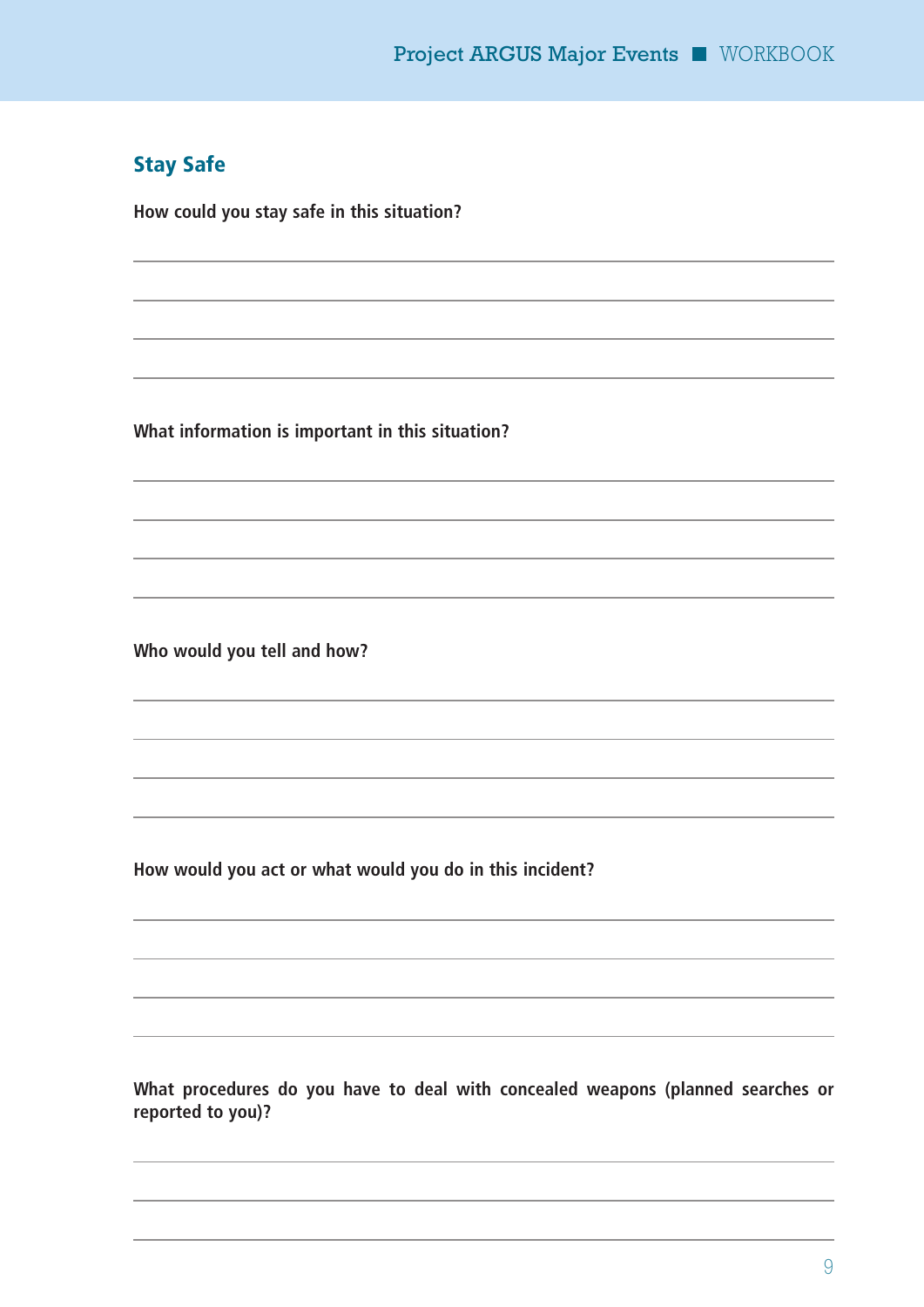## Stay Safe

**How could you stay safe in this situation?**

**What information is important in this situation?**

**Who would you tell and how?**

**How would you act or what would you do in this incident?**

**What procedures do you have to deal with concealed weapons (planned searches or reported to you)?**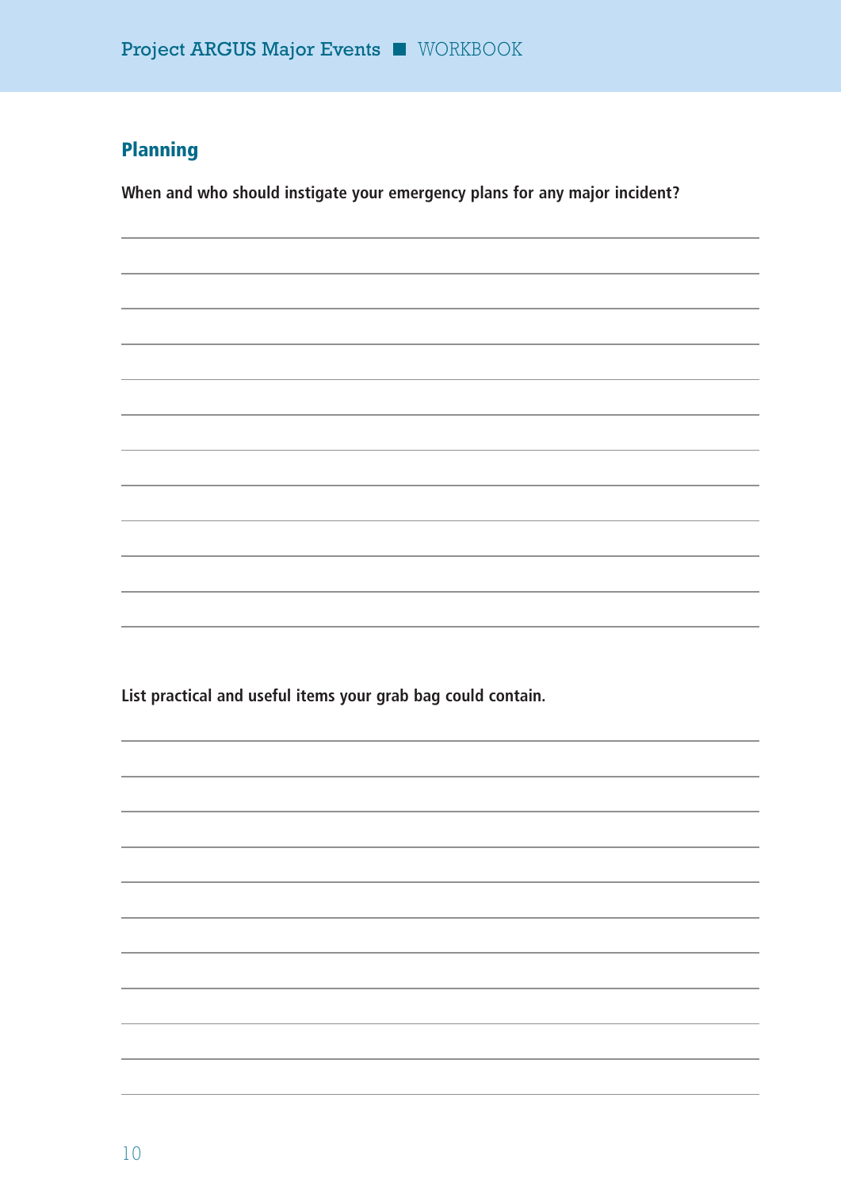## Planning

**When and who should instigate your emergency plans for any major incident?**

**List practical and useful items your grab bag could contain.**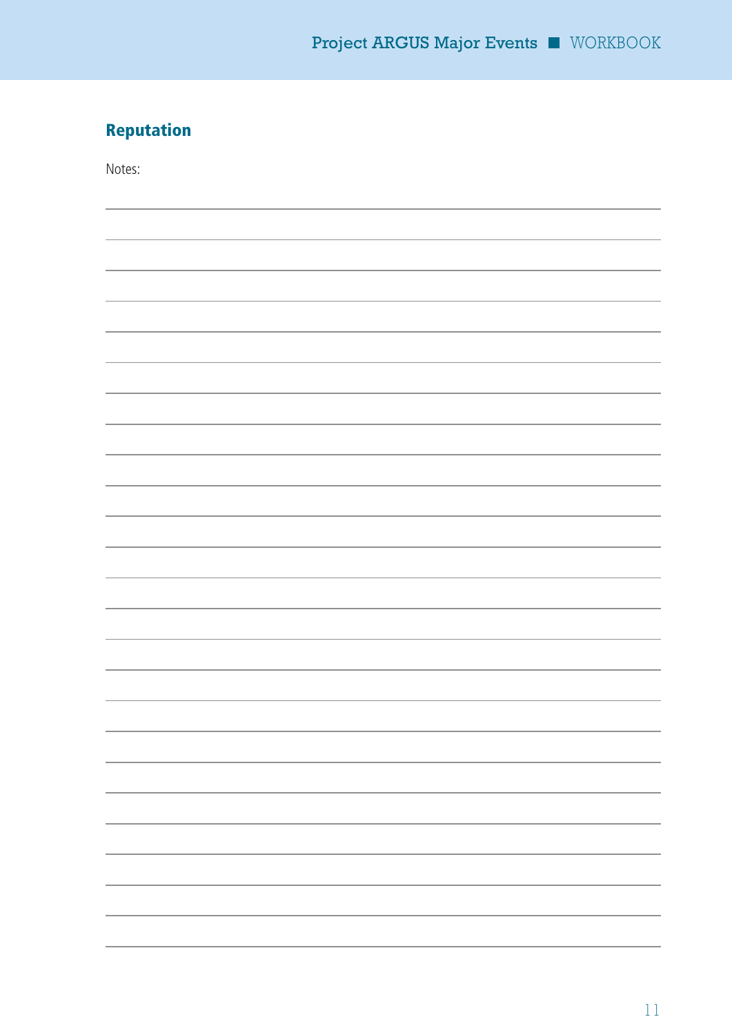## Reputation

Notes: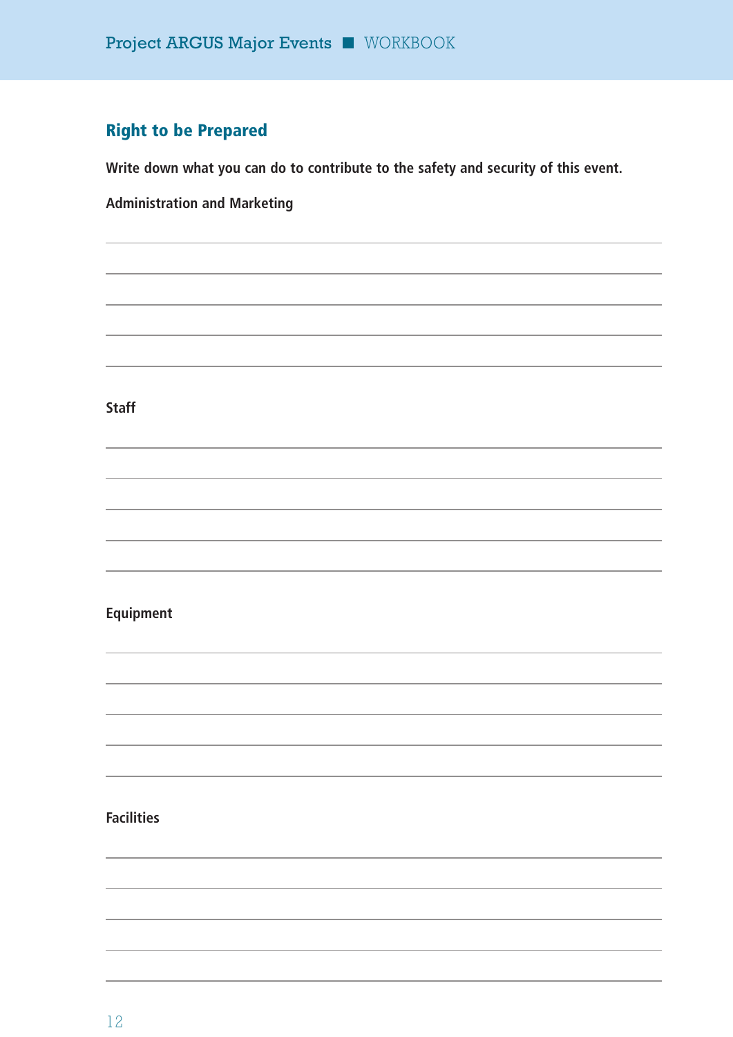## Right to be Prepared

**Write down what you can do to contribute to the safety and security of this event.**

**Administration and Marketing**

**Staff**

**Equipment**

**Facilities**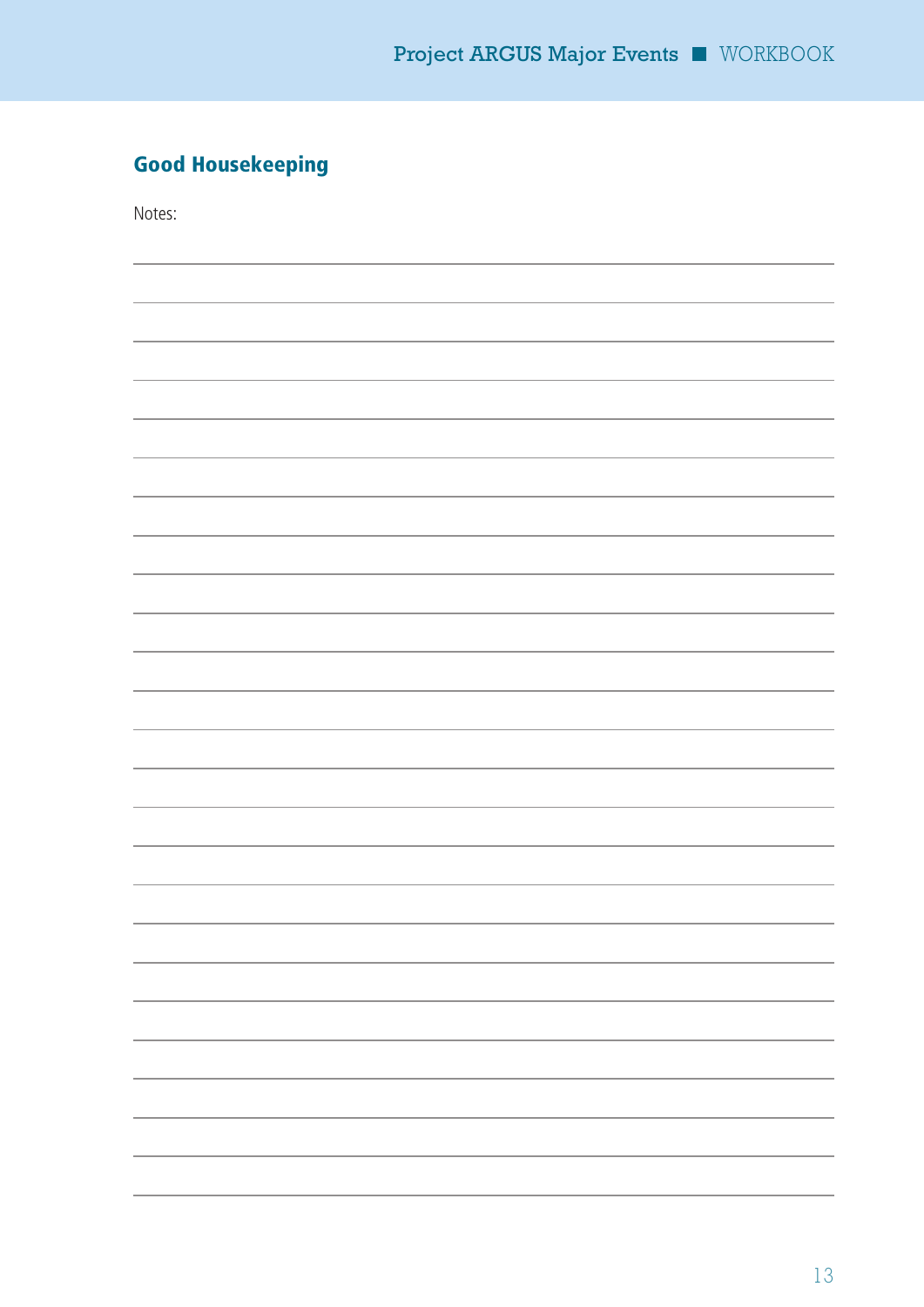## Good Housekeeping

Notes: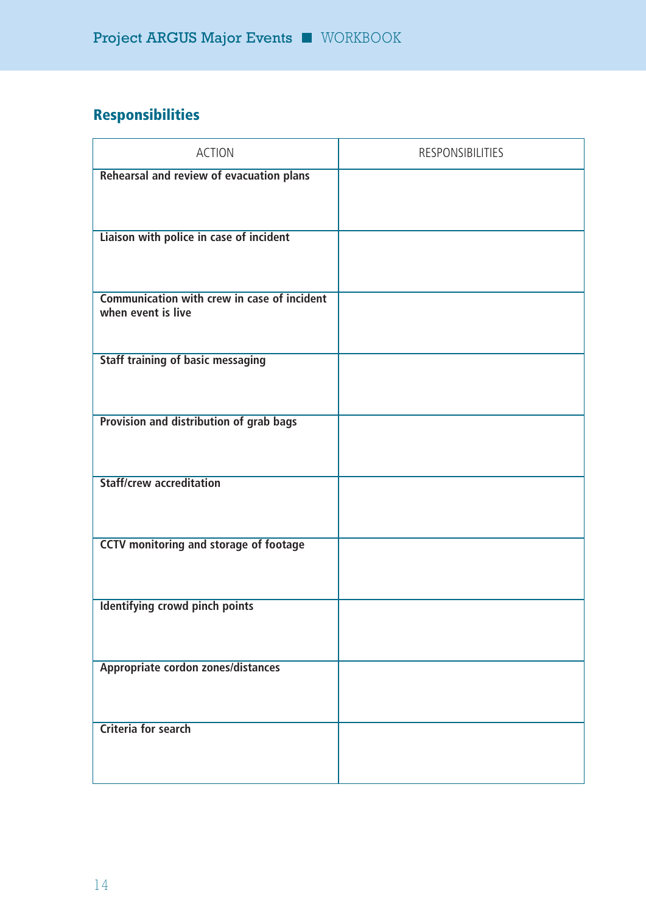## Responsibilities

| ACTION | RESPONSIBILITIES |
| --- | --- |
| **Rehearsal and review of evacuation plans** | |
| **Liaison with police in case of incident** | |
| **Communication with crew in case of incident when event is live** | |
| **Staff training of basic messaging** | |
| **Provision and distribution of grab bags** | |
| **Staff/crew accreditation** | |
| **CCTV monitoring and storage of footage** | |
| **Identifying crowd pinch points** | |
| **Appropriate cordon zones/distances** | |
| **Criteria for search** | |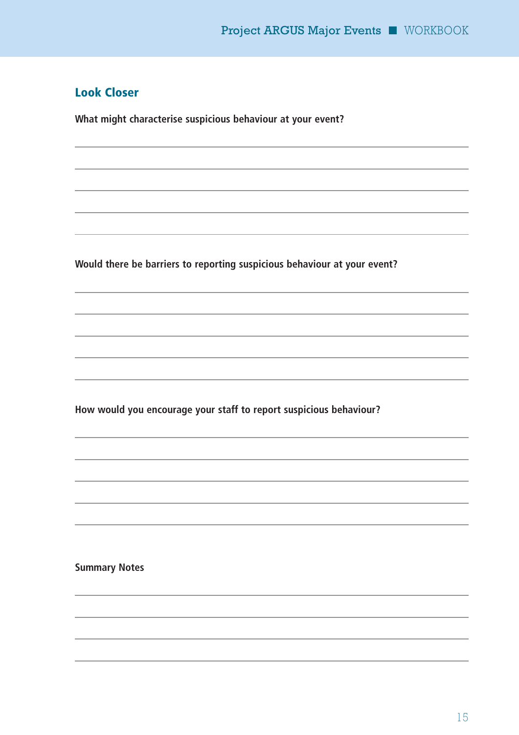## Look Closer

**What might characterise suspicious behaviour at your event?**

**Would there be barriers to reporting suspicious behaviour at your event?**

**How would you encourage your staff to report suspicious behaviour?**

**Summary Notes**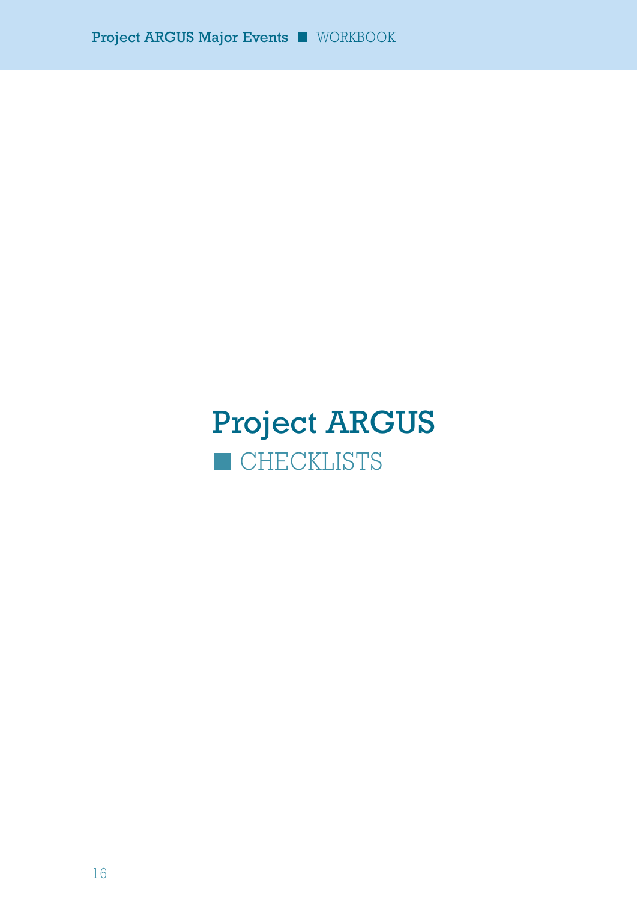# Project ARGUS

## CHECKLISTS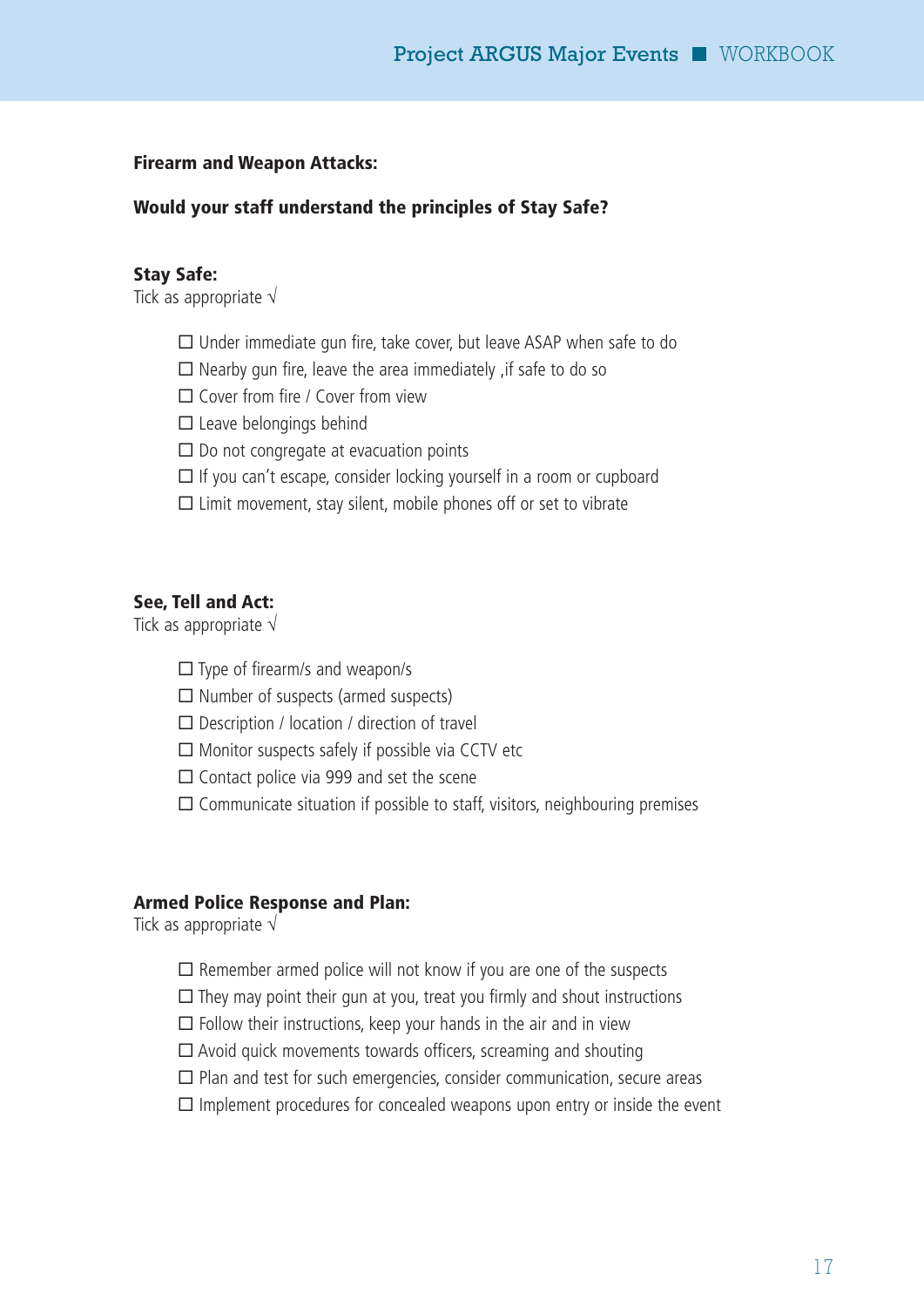**Firearm and Weapon Attacks:**

**Would your staff understand the principles of Stay Safe?**

**Stay Safe:**
Tick as appropriate √

- ☐ Under immediate gun fire, take cover, but leave ASAP when safe to do
- ☐ Nearby gun fire, leave the area immediately ,if safe to do so
- ☐ Cover from fire / Cover from view
- ☐ Leave belongings behind
- ☐ Do not congregate at evacuation points
- ☐ If you can't escape, consider locking yourself in a room or cupboard
- ☐ Limit movement, stay silent, mobile phones off or set to vibrate

**See, Tell and Act:**
Tick as appropriate √

- ☐ Type of firearm/s and weapon/s
- ☐ Number of suspects (armed suspects)
- ☐ Description / location / direction of travel
- ☐ Monitor suspects safely if possible via CCTV etc
- ☐ Contact police via 999 and set the scene
- ☐ Communicate situation if possible to staff, visitors, neighbouring premises

**Armed Police Response and Plan:**
Tick as appropriate √

- ☐ Remember armed police will not know if you are one of the suspects
- ☐ They may point their gun at you, treat you firmly and shout instructions
- ☐ Follow their instructions, keep your hands in the air and in view
- ☐ Avoid quick movements towards officers, screaming and shouting
- ☐ Plan and test for such emergencies, consider communication, secure areas
- ☐ Implement procedures for concealed weapons upon entry or inside the event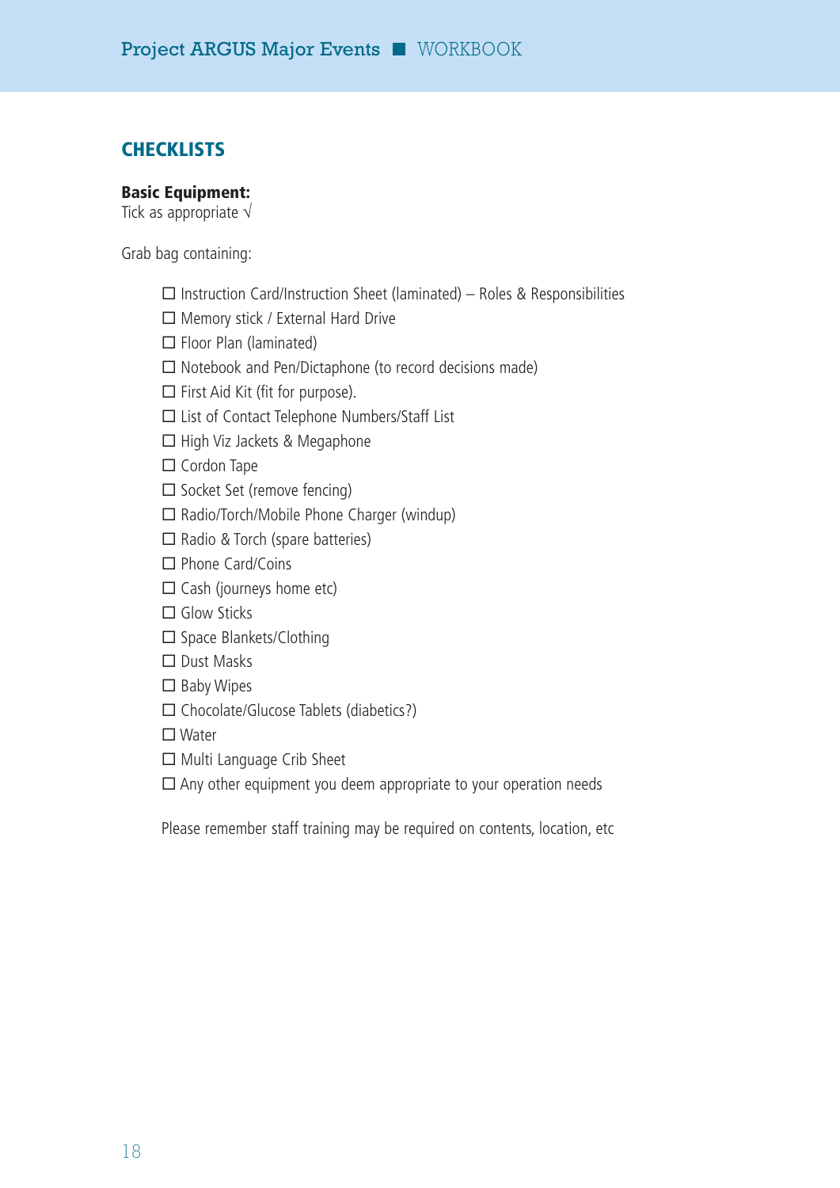## CHECKLISTS

**Basic Equipment:**
Tick as appropriate √

Grab bag containing:

- ☐ Instruction Card/Instruction Sheet (laminated) – Roles & Responsibilities
- ☐ Memory stick / External Hard Drive
- ☐ Floor Plan (laminated)
- ☐ Notebook and Pen/Dictaphone (to record decisions made)
- ☐ First Aid Kit (fit for purpose).
- ☐ List of Contact Telephone Numbers/Staff List
- ☐ High Viz Jackets & Megaphone
- ☐ Cordon Tape
- ☐ Socket Set (remove fencing)
- ☐ Radio/Torch/Mobile Phone Charger (windup)
- ☐ Radio & Torch (spare batteries)
- ☐ Phone Card/Coins
- ☐ Cash (journeys home etc)
- ☐ Glow Sticks
- ☐ Space Blankets/Clothing
- ☐ Dust Masks
- ☐ Baby Wipes
- ☐ Chocolate/Glucose Tablets (diabetics?)
- ☐ Water
- ☐ Multi Language Crib Sheet
- ☐ Any other equipment you deem appropriate to your operation needs

Please remember staff training may be required on contents, location, etc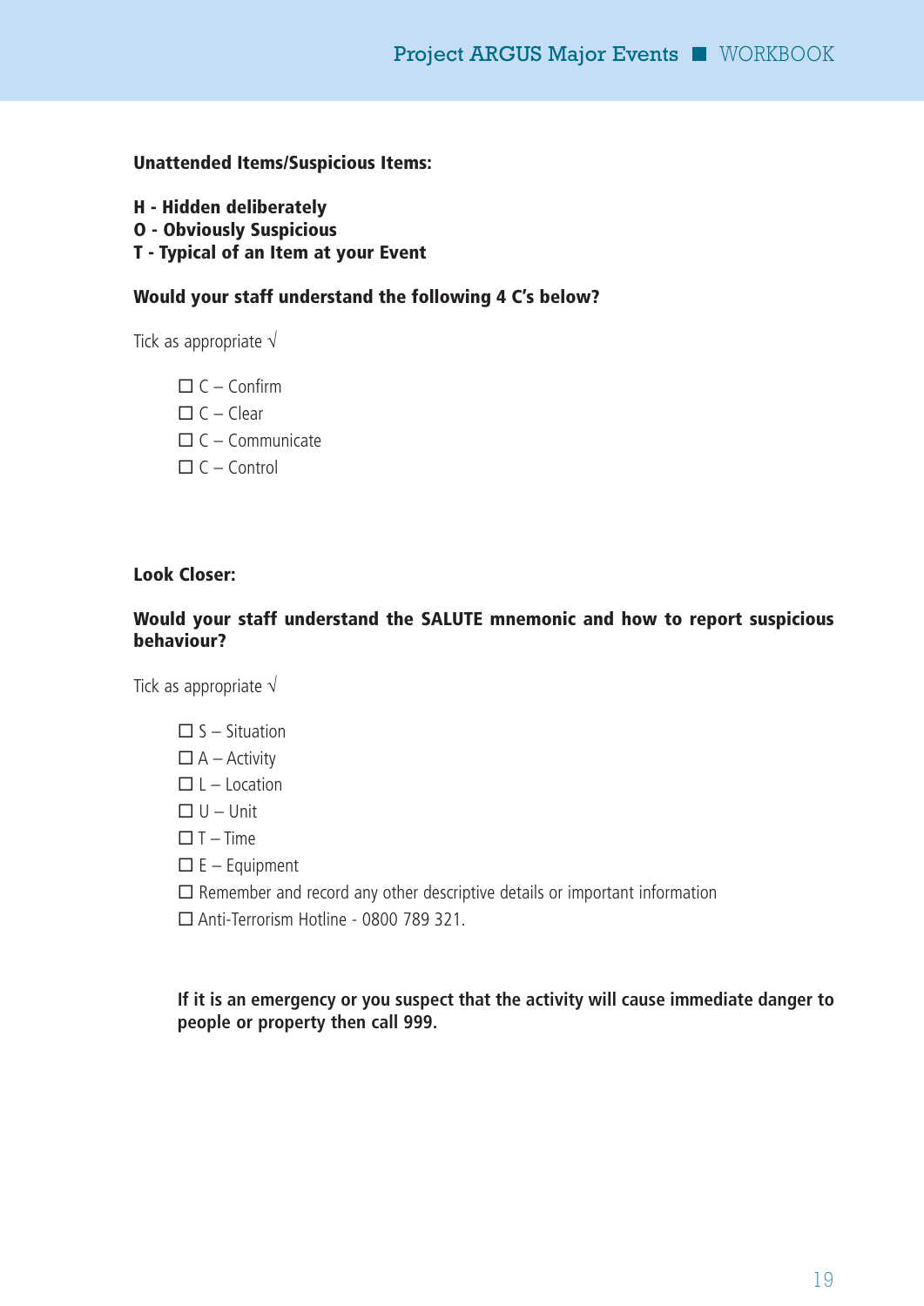**Unattended Items/Suspicious Items:**

**H - Hidden deliberately**
**O - Obviously Suspicious**
**T - Typical of an Item at your Event**

**Would your staff understand the following 4 C's below?**

Tick as appropriate √

- ☐ C – Confirm
- ☐ C – Clear
- ☐ C – Communicate
- ☐ C – Control

**Look Closer:**

**Would your staff understand the SALUTE mnemonic and how to report suspicious behaviour?**

Tick as appropriate √

- ☐ S – Situation
- ☐ A – Activity
- ☐ L – Location
- ☐ U – Unit
- ☐ T – Time
- ☐ E – Equipment
- ☐ Remember and record any other descriptive details or important information
- ☐ Anti-Terrorism Hotline - 0800 789 321.

**If it is an emergency or you suspect that the activity will cause immediate danger to people or property then call 999.**